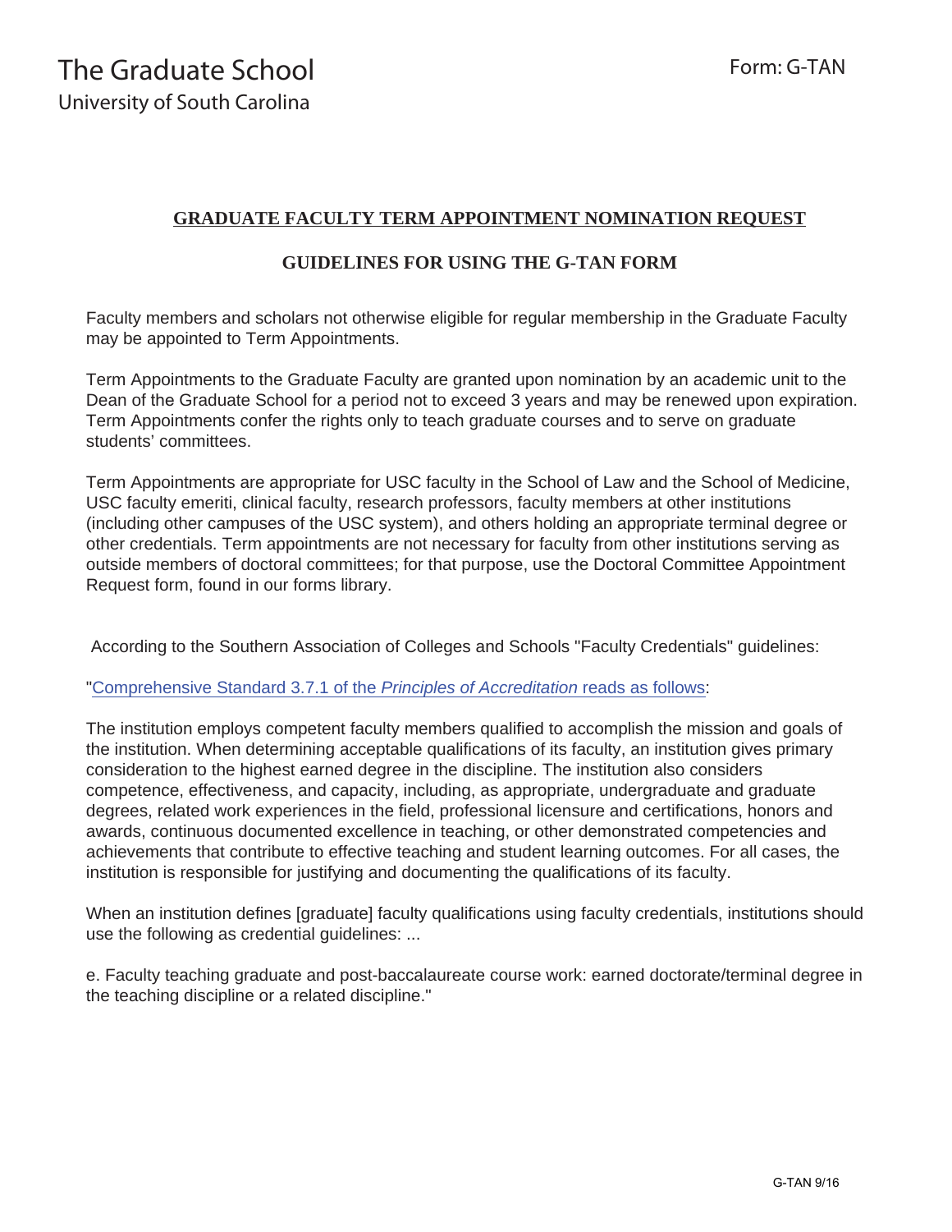# The Graduate School
University of South Carolina

Form: G-TAN

## GRADUATE FACULTY TERM APPOINTMENT NOMINATION REQUEST

### GUIDELINES FOR USING THE G-TAN FORM

Faculty members and scholars not otherwise eligible for regular membership in the Graduate Faculty may be appointed to Term Appointments.

Term Appointments to the Graduate Faculty are granted upon nomination by an academic unit to the Dean of the Graduate School for a period not to exceed 3 years and may be renewed upon expiration. Term Appointments confer the rights only to teach graduate courses and to serve on graduate students' committees.

Term Appointments are appropriate for USC faculty in the School of Law and the School of Medicine, USC faculty emeriti, clinical faculty, research professors, faculty members at other institutions (including other campuses of the USC system), and others holding an appropriate terminal degree or other credentials. Term appointments are not necessary for faculty from other institutions serving as outside members of doctoral committees; for that purpose, use the Doctoral Committee Appointment Request form, found in our forms library.

According to the Southern Association of Colleges and Schools "Faculty Credentials" guidelines:

"Comprehensive Standard 3.7.1 of the *Principles of Accreditation* reads as follows:

The institution employs competent faculty members qualified to accomplish the mission and goals of the institution. When determining acceptable qualifications of its faculty, an institution gives primary consideration to the highest earned degree in the discipline. The institution also considers competence, effectiveness, and capacity, including, as appropriate, undergraduate and graduate degrees, related work experiences in the field, professional licensure and certifications, honors and awards, continuous documented excellence in teaching, or other demonstrated competencies and achievements that contribute to effective teaching and student learning outcomes. For all cases, the institution is responsible for justifying and documenting the qualifications of its faculty.

When an institution defines [graduate] faculty qualifications using faculty credentials, institutions should use the following as credential guidelines: ...

e. Faculty teaching graduate and post-baccalaureate course work: earned doctorate/terminal degree in the teaching discipline or a related discipline."

G-TAN 9/16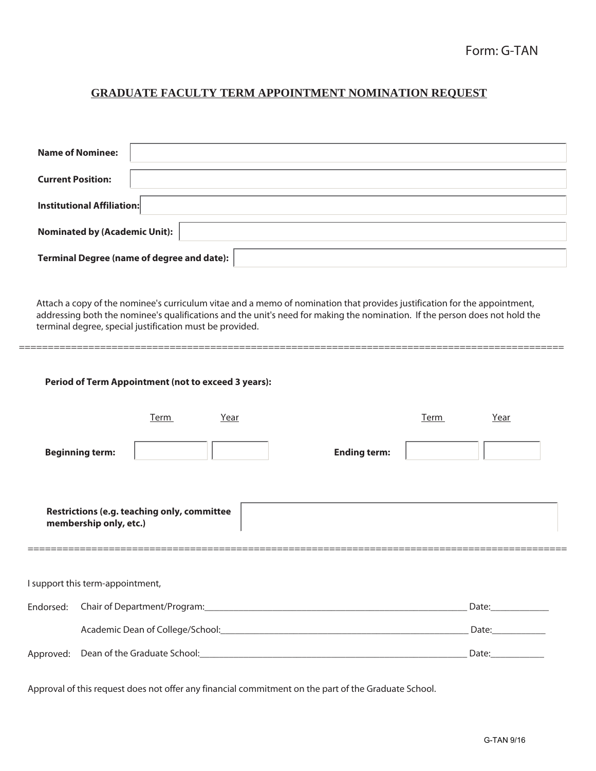Form: G-TAN

# GRADUATE FACULTY TERM APPOINTMENT NOMINATION REQUEST

**Name of Nominee:**

**Current Position:**

**Institutional Affiliation:**

**Nominated by (Academic Unit):**

**Terminal Degree (name of degree and date):**

Attach a copy of the nominee's curriculum vitae and a memo of nomination that provides justification for the appointment, addressing both the nominee's qualifications and the unit's need for making the nomination. If the person does not hold the terminal degree, special justification must be provided.

==========================================================================================

**Period of Term Appointment (not to exceed 3 years):**

| | Term | Year | | Term | Year |
|---|---|---|---|---|---|
| **Beginning term:** | | | **Ending term:** | | |

**Restrictions (e.g. teaching only, committee membership only, etc.)**

==========================================================================================

I support this term-appointment,

Endorsed: Chair of Department/Program:_______________________________________________ Date:___________

Academic Dean of College/School:____________________________________________ Date:___________

Approved: Dean of the Graduate School:______________________________________________ Date:___________

Approval of this request does not offer any financial commitment on the part of the Graduate School.

G-TAN 9/16